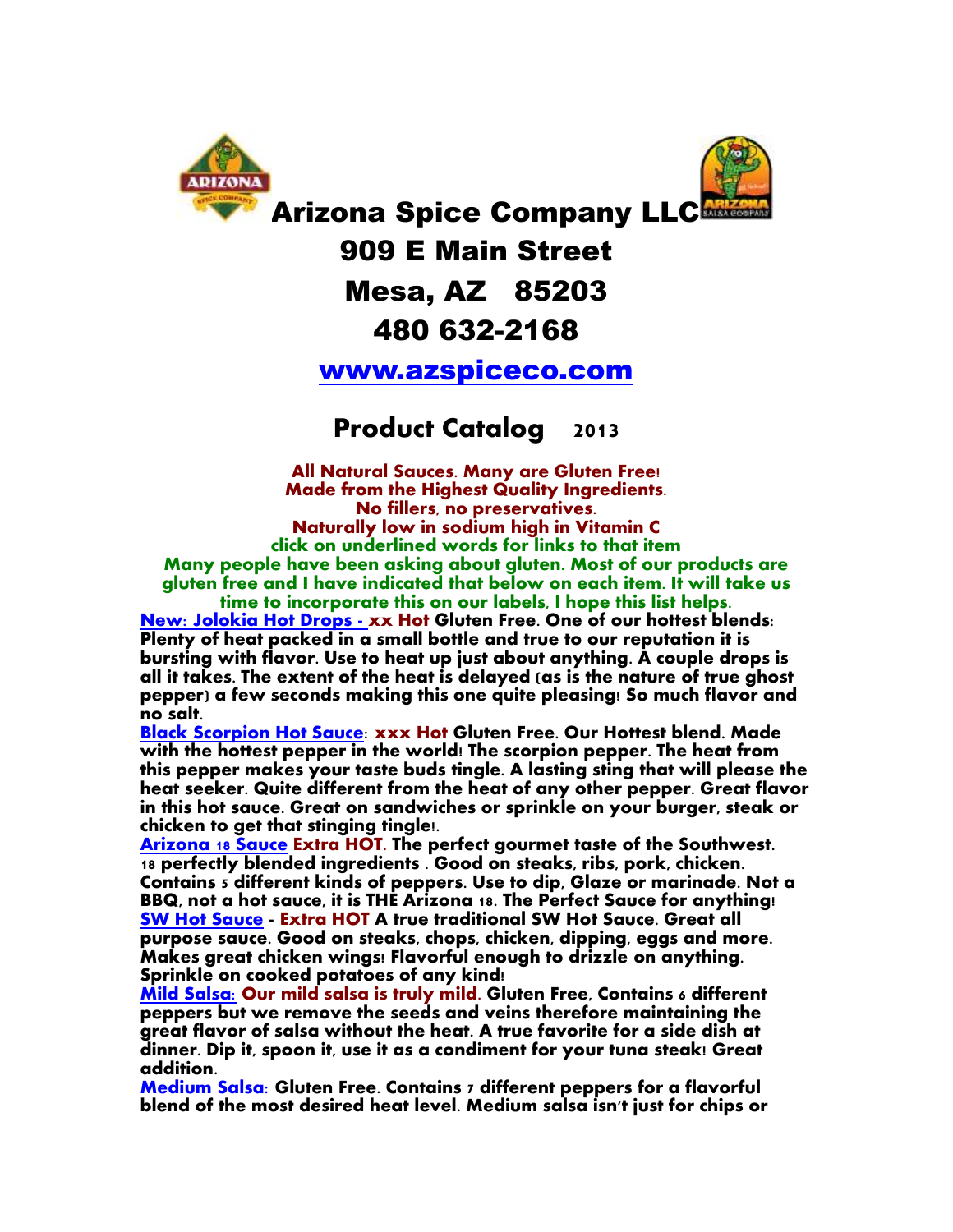# Arizona Spice Company LLC

## 909 E Main Street

## Mesa, AZ 85203

## 480 632-2168

**www.azspiceco.com**

## Product Catalog 2013

**All Natural Sauces. Many are Gluten Free!**
**Made from the Highest Quality Ingredients.**
**No fillers, no preservatives.**
**Naturally low in sodium high in Vitamin C**
**click on underlined words for links to that item**
**Many people have been asking about gluten. Most of our products are gluten free and I have indicated that below on each item. It will take us time to incorporate this on our labels, I hope this list helps.**

**New: Jolokia Hot Drops - xx Hot Gluten Free. One of our hottest blends: Plenty of heat packed in a small bottle and true to our reputation it is bursting with flavor. Use to heat up just about anything. A couple drops is all it takes. The extent of the heat is delayed (as is the nature of true ghost pepper) a few seconds making this one quite pleasing! So much flavor and no salt.**

**Black Scorpion Hot Sauce: xxx Hot Gluten Free. Our Hottest blend. Made with the hottest pepper in the world! The scorpion pepper. The heat from this pepper makes your taste buds tingle. A lasting sting that will please the heat seeker. Quite different from the heat of any other pepper. Great flavor in this hot sauce. Great on sandwiches or sprinkle on your burger, steak or chicken to get that stinging tingle!.**

**Arizona 18 Sauce Extra HOT. The perfect gourmet taste of the Southwest. 18 perfectly blended ingredients . Good on steaks, ribs, pork, chicken. Contains 5 different kinds of peppers. Use to dip, Glaze or marinade. Not a BBQ, not a hot sauce, it is THE Arizona 18. The Perfect Sauce for anything!**

**SW Hot Sauce - Extra HOT A true traditional SW Hot Sauce. Great all purpose sauce. Good on steaks, chops, chicken, dipping, eggs and more. Makes great chicken wings! Flavorful enough to drizzle on anything. Sprinkle on cooked potatoes of any kind!**

**Mild Salsa: Our mild salsa is truly mild. Gluten Free, Contains 6 different peppers but we remove the seeds and veins therefore maintaining the great flavor of salsa without the heat. A true favorite for a side dish at dinner. Dip it, spoon it, use it as a condiment for your tuna steak! Great addition.**

**Medium Salsa: Gluten Free. Contains 7 different peppers for a flavorful blend of the most desired heat level. Medium salsa isn't just for chips or**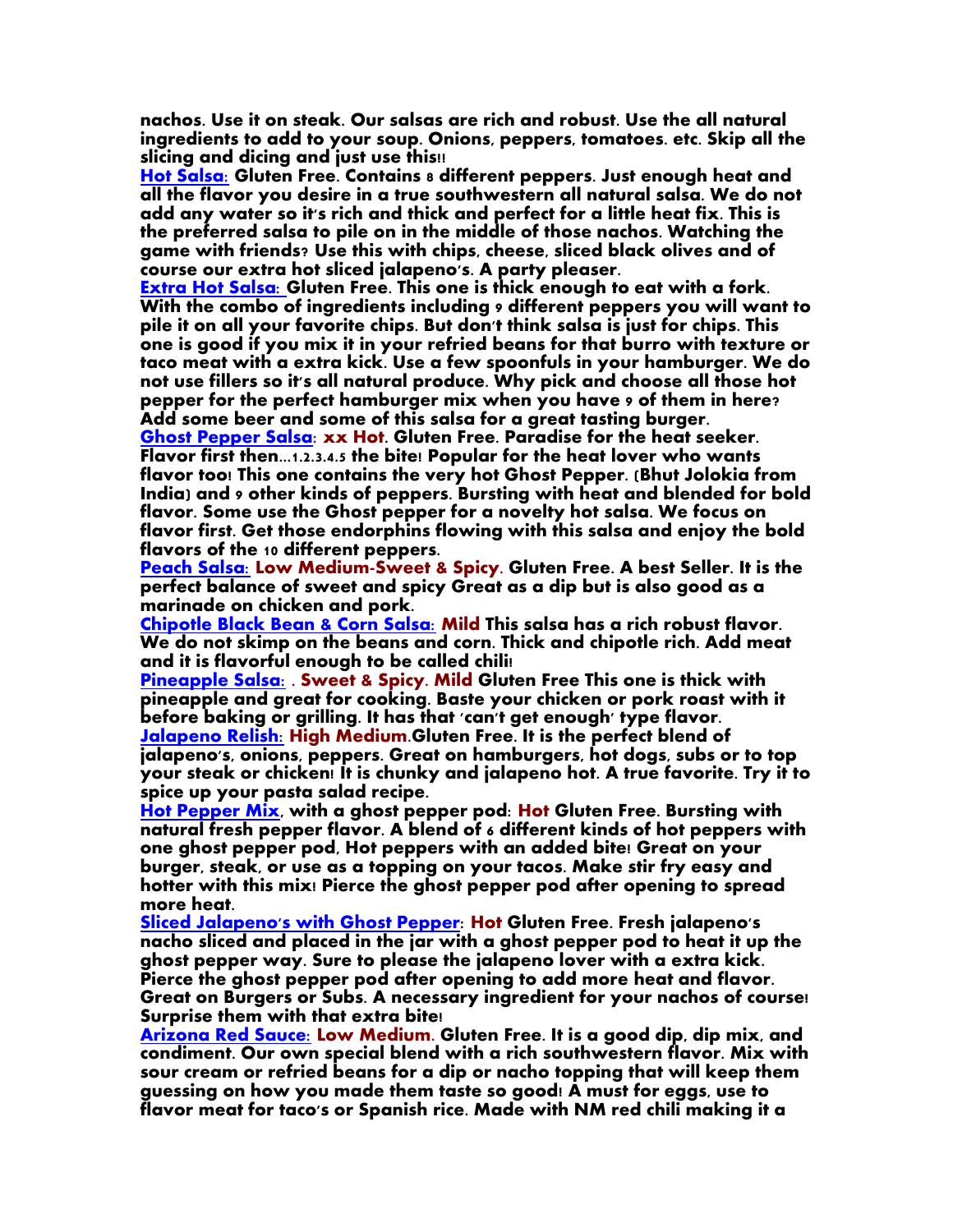**nachos. Use it on steak. Our salsas are rich and robust. Use the all natural ingredients to add to your soup. Onions, peppers, tomatoes. etc. Skip all the slicing and dicing and just use this!!**

**Hot Salsa: Gluten Free. Contains 8 different peppers. Just enough heat and all the flavor you desire in a true southwestern all natural salsa. We do not add any water so it's rich and thick and perfect for a little heat fix. This is the preferred salsa to pile on in the middle of those nachos. Watching the game with friends? Use this with chips, cheese, sliced black olives and of course our extra hot sliced jalapeno's. A party pleaser.**

**Extra Hot Salsa: Gluten Free. This one is thick enough to eat with a fork. With the combo of ingredients including 9 different peppers you will want to pile it on all your favorite chips. But don't think salsa is just for chips. This one is good if you mix it in your refried beans for that burro with texture or taco meat with a extra kick. Use a few spoonfuls in your hamburger. We do not use fillers so it's all natural produce. Why pick and choose all those hot pepper for the perfect hamburger mix when you have 9 of them in here? Add some beer and some of this salsa for a great tasting burger.**

**Ghost Pepper Salsa: xx Hot. Gluten Free. Paradise for the heat seeker. Flavor first then...1.2.3.4.5 the bite! Popular for the heat lover who wants flavor too! This one contains the very hot Ghost Pepper. (Bhut Jolokia from India) and 9 other kinds of peppers. Bursting with heat and blended for bold flavor. Some use the Ghost pepper for a novelty hot salsa. We focus on flavor first. Get those endorphins flowing with this salsa and enjoy the bold flavors of the 10 different peppers.**

**Peach Salsa: Low Medium-Sweet & Spicy. Gluten Free. A best Seller. It is the perfect balance of sweet and spicy Great as a dip but is also good as a marinade on chicken and pork.**

**Chipotle Black Bean & Corn Salsa: Mild This salsa has a rich robust flavor. We do not skimp on the beans and corn. Thick and chipotle rich. Add meat and it is flavorful enough to be called chili!**

**Pineapple Salsa: . Sweet & Spicy. Mild Gluten Free This one is thick with pineapple and great for cooking. Baste your chicken or pork roast with it before baking or grilling. It has that 'can't get enough' type flavor.**

**Jalapeno Relish: High Medium.Gluten Free. It is the perfect blend of jalapeno's, onions, peppers. Great on hamburgers, hot dogs, subs or to top your steak or chicken! It is chunky and jalapeno hot. A true favorite. Try it to spice up your pasta salad recipe.**

**Hot Pepper Mix, with a ghost pepper pod: Hot Gluten Free. Bursting with natural fresh pepper flavor. A blend of 6 different kinds of hot peppers with one ghost pepper pod, Hot peppers with an added bite! Great on your burger, steak, or use as a topping on your tacos. Make stir fry easy and hotter with this mix! Pierce the ghost pepper pod after opening to spread more heat.**

**Sliced Jalapeno's with Ghost Pepper: Hot Gluten Free. Fresh jalapeno's nacho sliced and placed in the jar with a ghost pepper pod to heat it up the ghost pepper way. Sure to please the jalapeno lover with a extra kick. Pierce the ghost pepper pod after opening to add more heat and flavor. Great on Burgers or Subs. A necessary ingredient for your nachos of course! Surprise them with that extra bite!**

**Arizona Red Sauce: Low Medium. Gluten Free. It is a good dip, dip mix, and condiment. Our own special blend with a rich southwestern flavor. Mix with sour cream or refried beans for a dip or nacho topping that will keep them guessing on how you made them taste so good! A must for eggs, use to flavor meat for taco's or Spanish rice. Made with NM red chili making it a**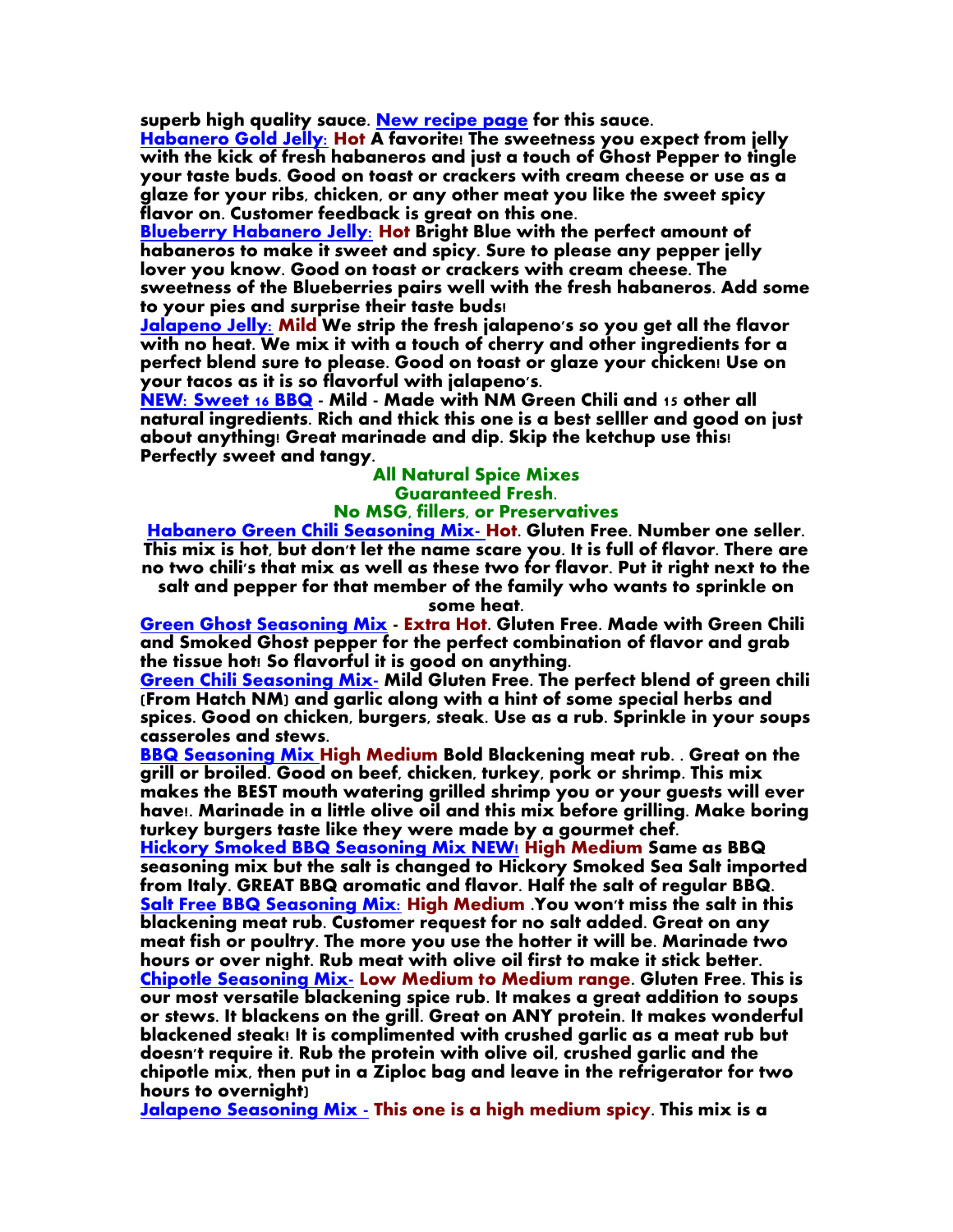**superb high quality sauce. New recipe page for this sauce.**

**Habanero Gold Jelly: Hot A favorite! The sweetness you expect from jelly with the kick of fresh habaneros and just a touch of Ghost Pepper to tingle your taste buds. Good on toast or crackers with cream cheese or use as a glaze for your ribs, chicken, or any other meat you like the sweet spicy flavor on. Customer feedback is great on this one.**

**Blueberry Habanero Jelly: Hot Bright Blue with the perfect amount of habaneros to make it sweet and spicy. Sure to please any pepper jelly lover you know. Good on toast or crackers with cream cheese. The sweetness of the Blueberries pairs well with the fresh habaneros. Add some to your pies and surprise their taste buds!**

**Jalapeno Jelly: Mild We strip the fresh jalapeno's so you get all the flavor with no heat. We mix it with a touch of cherry and other ingredients for a perfect blend sure to please. Good on toast or glaze your chicken! Use on your tacos as it is so flavorful with jalapeno's.**

**NEW: Sweet 16 BBQ - Mild - Made with NM Green Chili and 15 other all natural ingredients. Rich and thick this one is a best selller and good on just about anything! Great marinade and dip. Skip the ketchup use this! Perfectly sweet and tangy.**

## All Natural Spice Mixes
## Guaranteed Fresh.
## No MSG, fillers, or Preservatives

**Habanero Green Chili Seasoning Mix- Hot. Gluten Free. Number one seller. This mix is hot, but don't let the name scare you. It is full of flavor. There are no two chili's that mix as well as these two for flavor. Put it right next to the salt and pepper for that member of the family who wants to sprinkle on some heat.**

**Green Ghost Seasoning Mix - Extra Hot. Gluten Free. Made with Green Chili and Smoked Ghost pepper for the perfect combination of flavor and grab the tissue hot! So flavorful it is good on anything.**

**Green Chili Seasoning Mix- Mild Gluten Free. The perfect blend of green chili (From Hatch NM) and garlic along with a hint of some special herbs and spices. Good on chicken, burgers, steak. Use as a rub. Sprinkle in your soups casseroles and stews.**

**BBQ Seasoning Mix High Medium Bold Blackening meat rub. . Great on the grill or broiled. Good on beef, chicken, turkey, pork or shrimp. This mix makes the BEST mouth watering grilled shrimp you or your guests will ever have!. Marinade in a little olive oil and this mix before grilling. Make boring turkey burgers taste like they were made by a gourmet chef.**

**Hickory Smoked BBQ Seasoning Mix NEW! High Medium Same as BBQ seasoning mix but the salt is changed to Hickory Smoked Sea Salt imported from Italy. GREAT BBQ aromatic and flavor. Half the salt of regular BBQ.**

**Salt Free BBQ Seasoning Mix: High Medium .You won't miss the salt in this blackening meat rub. Customer request for no salt added. Great on any meat fish or poultry. The more you use the hotter it will be. Marinade two hours or over night. Rub meat with olive oil first to make it stick better.**

**Chipotle Seasoning Mix- Low Medium to Medium range. Gluten Free. This is our most versatile blackening spice rub. It makes a great addition to soups or stews. It blackens on the grill. Great on ANY protein. It makes wonderful blackened steak! It is complimented with crushed garlic as a meat rub but doesn't require it. Rub the protein with olive oil, crushed garlic and the chipotle mix, then put in a Ziploc bag and leave in the refrigerator for two hours to overnight)**

**Jalapeno Seasoning Mix - This one is a high medium spicy. This mix is a**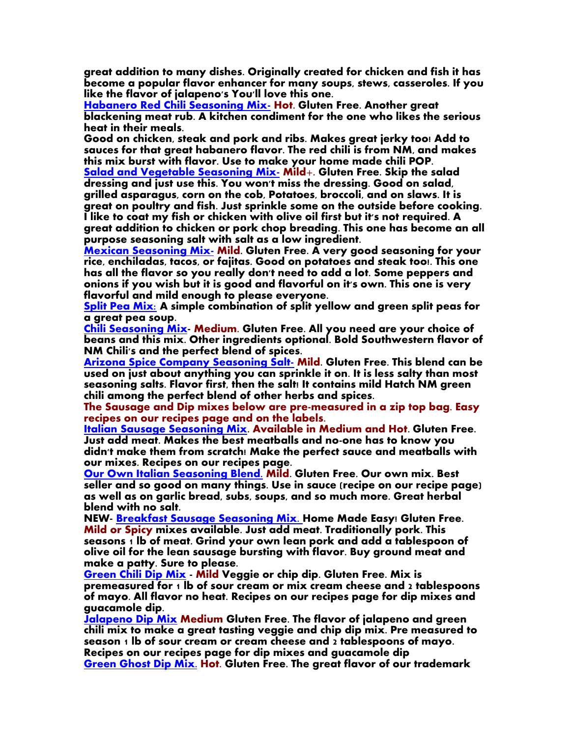**great addition to many dishes. Originally created for chicken and fish it has become a popular flavor enhancer for many soups, stews, casseroles. If you like the flavor of jalapeno's You'll love this one.**

**[Habanero Red Chili Seasoning Mix](#)- Hot. Gluten Free. Another great blackening meat rub. A kitchen condiment for the one who likes the serious heat in their meals.**

**Good on chicken, steak and pork and ribs. Makes great jerky too! Add to sauces for that great habanero flavor. The red chili is from NM, and makes this mix burst with flavor. Use to make your home made chili POP.**

**[Salad and Vegetable Seasoning Mix](#)- Mild+. Gluten Free. Skip the salad dressing and just use this. You won't miss the dressing. Good on salad, grilled asparagus, corn on the cob, Potatoes, broccoli, and on slaws. It is great on poultry and fish. Just sprinkle some on the outside before cooking. I like to coat my fish or chicken with olive oil first but it's not required. A great addition to chicken or pork chop breading. This one has become an all purpose seasoning salt with salt as a low ingredient.**

**[Mexican Seasoning Mix](#)- Mild. Gluten Free. A very good seasoning for your rice, enchiladas, tacos, or fajitas. Good on potatoes and steak too!. This one has all the flavor so you really don't need to add a lot. Some peppers and onions if you wish but it is good and flavorful on it's own. This one is very flavorful and mild enough to please everyone.**

**[Split Pea Mix:](#) A simple combination of split yellow and green split peas for a great pea soup.**

**[Chili Seasoning Mix](#)- Medium. Gluten Free. All you need are your choice of beans and this mix. Other ingredients optional. Bold Southwestern flavor of NM Chili's and the perfect blend of spices.**

**[Arizona Spice Company Seasoning Salt](#)- Mild. Gluten Free. This blend can be used on just about anything you can sprinkle it on. It is less salty than most seasoning salts. Flavor first, then the salt! It contains mild Hatch NM green chili among the perfect blend of other herbs and spices.**

**The Sausage and Dip mixes below are pre-measured in a zip top bag. Easy recipes on our recipes page and on the labels.**

**[Italian Sausage Seasoning Mix](#). Available in Medium and Hot. Gluten Free. Just add meat. Makes the best meatballs and no-one has to know you didn't make them from scratch! Make the perfect sauce and meatballs with our mixes. Recipes on our recipes page.**

**[Our Own Italian Seasoning Blend.](#) Mild. Gluten Free. Our own mix. Best seller and so good on many things. Use in sauce (recipe on our recipe page) as well as on garlic bread, subs, soups, and so much more. Great herbal blend with no salt.**

**NEW- [Breakfast Sausage Seasoning Mix.](#) Home Made Easy! Gluten Free. Mild or Spicy mixes available. Just add meat. Traditionally pork. This seasons 1 lb of meat. Grind your own lean pork and add a tablespoon of olive oil for the lean sausage bursting with flavor. Buy ground meat and make a patty. Sure to please.**

**[Green Chili Dip Mix](#) - Mild Veggie or chip dip. Gluten Free. Mix is premeasured for 1 lb of sour cream or mix cream cheese and 2 tablespoons of mayo. All flavor no heat. Recipes on our recipes page for dip mixes and guacamole dip.**

**[Jalapeno Dip Mix](#) Medium Gluten Free. The flavor of jalapeno and green chili mix to make a great tasting veggie and chip dip mix. Pre measured to season 1 lb of sour cream or cream cheese and 2 tablespoons of mayo. Recipes on our recipes page for dip mixes and guacamole dip**

**[Green Ghost Dip Mix.](#) Hot. Gluten Free. The great flavor of our trademark**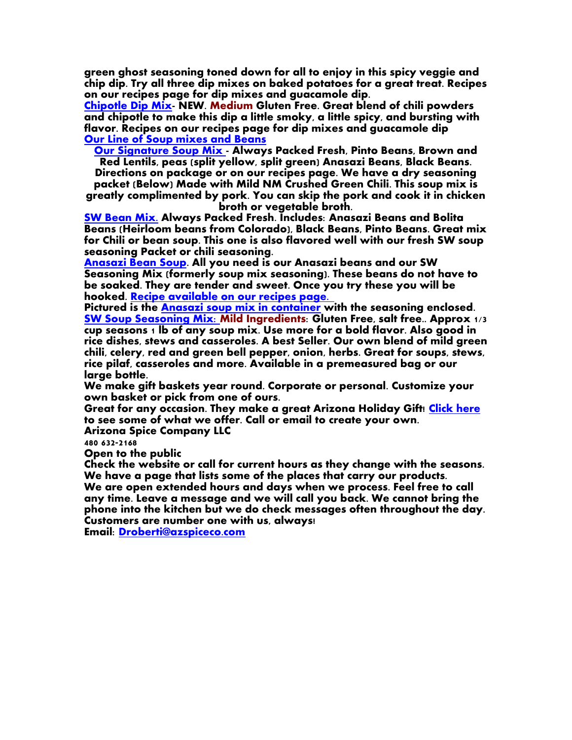**green ghost seasoning toned down for all to enjoy in this spicy veggie and chip dip. Try all three dip mixes on baked potatoes for a great treat. Recipes on our recipes page for dip mixes and guacamole dip.**

**Chipotle Dip Mix- NEW. Medium Gluten Free. Great blend of chili powders and chipotle to make this dip a little smoky, a little spicy, and bursting with flavor. Recipes on our recipes page for dip mixes and guacamole dip**

**Our Line of Soup mixes and Beans**

**Our Signature Soup Mix - Always Packed Fresh, Pinto Beans, Brown and Red Lentils, peas (split yellow, split green) Anasazi Beans, Black Beans. Directions on package or on our recipes page. We have a dry seasoning packet (Below) Made with Mild NM Crushed Green Chili. This soup mix is greatly complimented by pork. You can skip the pork and cook it in chicken broth or vegetable broth.**

**SW Bean Mix. Always Packed Fresh. Includes: Anasazi Beans and Bolita Beans (Heirloom beans from Colorado), Black Beans, Pinto Beans. Great mix for Chili or bean soup. This one is also flavored well with our fresh SW soup seasoning Packet or chili seasoning.**

**Anasazi Bean Soup. All you need is our Anasazi beans and our SW Seasoning Mix (formerly soup mix seasoning). These beans do not have to be soaked. They are tender and sweet. Once you try these you will be hooked. Recipe available on our recipes page.**

**Pictured is the Anasazi soup mix in container with the seasoning enclosed.**

**SW Soup Seasoning Mix: Mild Ingredients: Gluten Free, salt free.. Approx 1/3 cup seasons 1 lb of any soup mix. Use more for a bold flavor. Also good in rice dishes, stews and casseroles. A best Seller. Our own blend of mild green chili, celery, red and green bell pepper, onion, herbs. Great for soups, stews, rice pilaf, casseroles and more. Available in a premeasured bag or our large bottle.**

**We make gift baskets year round. Corporate or personal. Customize your own basket or pick from one of ours.**

**Great for any occasion. They make a great Arizona Holiday Gift! Click here to see some of what we offer. Call or email to create your own.**

**Arizona Spice Company LLC**

**480 632-2168**

**Open to the public**

**Check the website or call for current hours as they change with the seasons.**

**We have a page that lists some of the places that carry our products.**

**We are open extended hours and days when we process. Feel free to call any time. Leave a message and we will call you back. We cannot bring the phone into the kitchen but we do check messages often throughout the day.**

**Customers are number one with us, always!**

**Email: Droberti@azspiceco.com**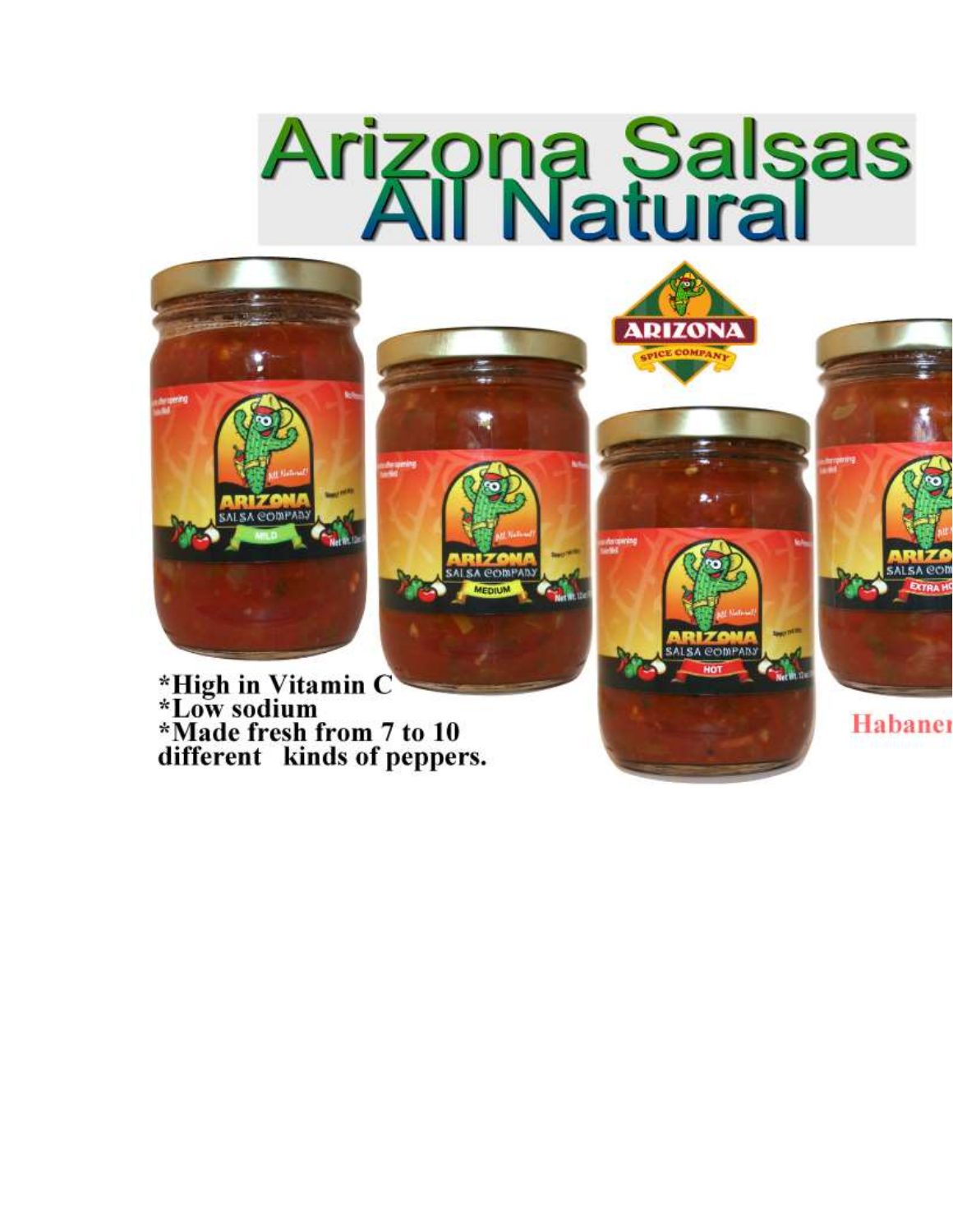# Arizona Salsas All Natural

*High in Vitamin C
*Low sodium
*Made fresh from 7 to 10 different kinds of peppers.

Habaner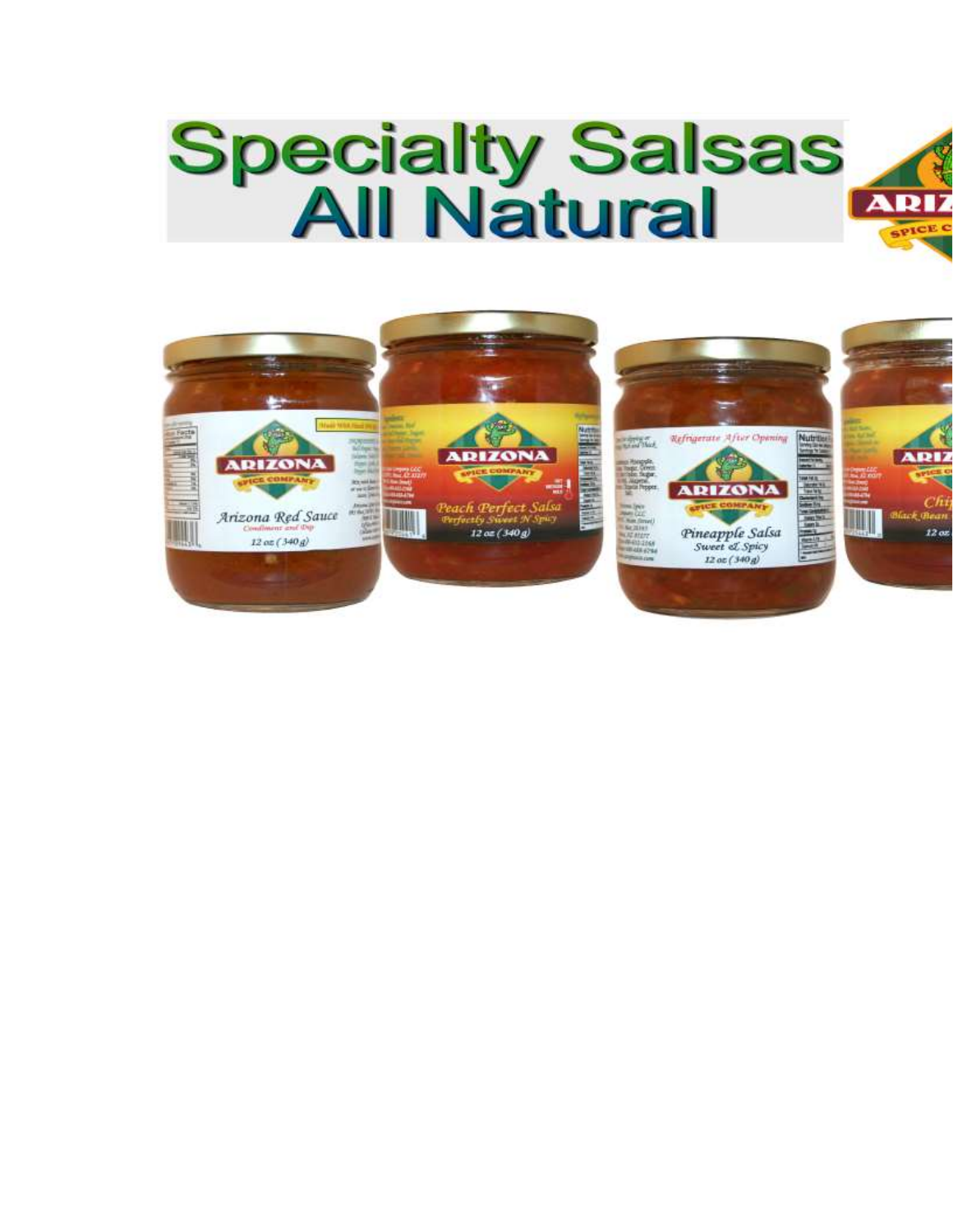# Specialty Salsas
# All Natural

Arizona Red Sauce
Condiment and Dip
12 oz (340 g)

Peach Perfect Salsa
Perfectly Sweet N Spicy
12 oz (340 g)

Pineapple Salsa
Sweet & Spicy
12 oz (340 g)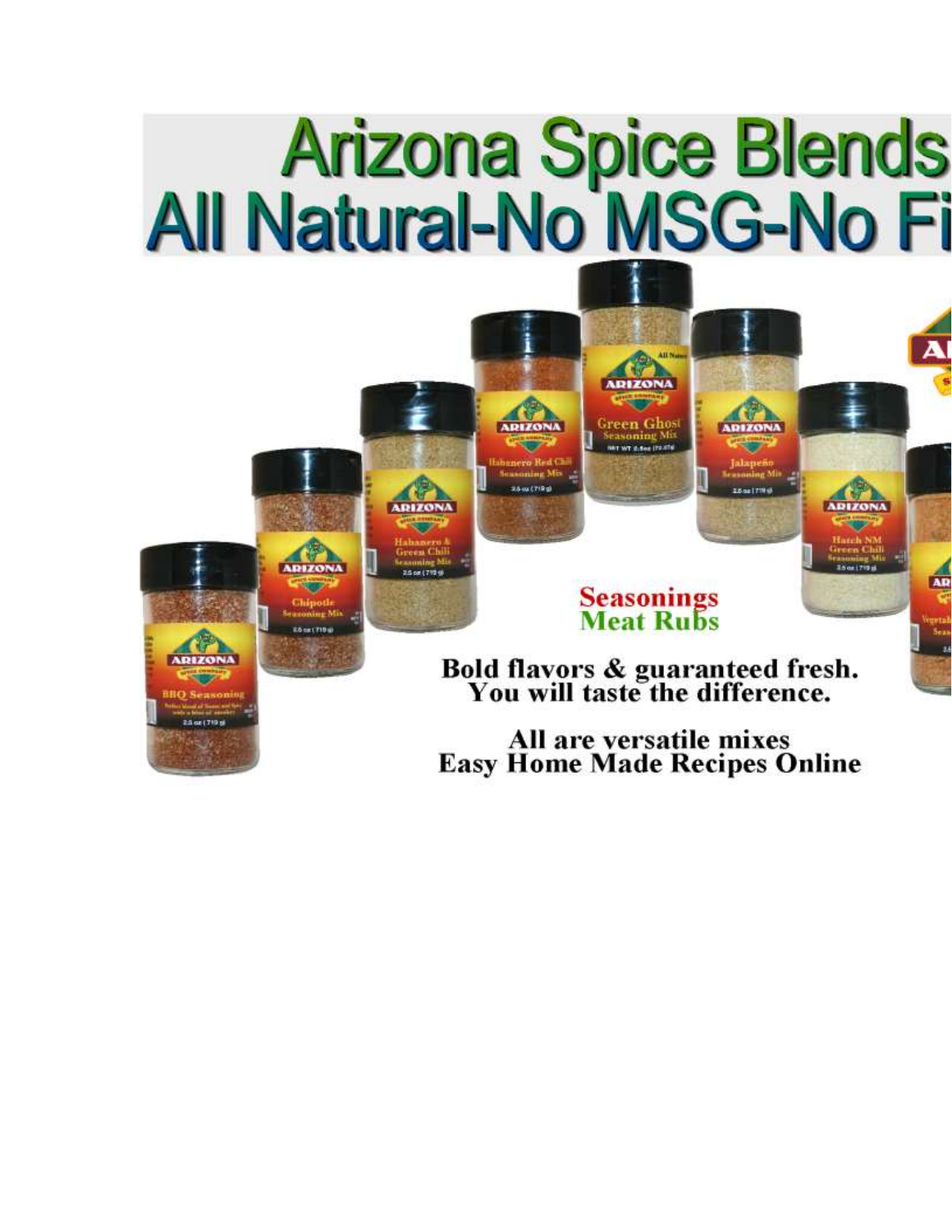# Arizona Spice Blends
## All Natural-No MSG-No Fi

**Seasonings**
**Meat Rubs**

**Bold flavors & guaranteed fresh.**
**You will taste the difference.**

**All are versatile mixes**
**Easy Home Made Recipes Online**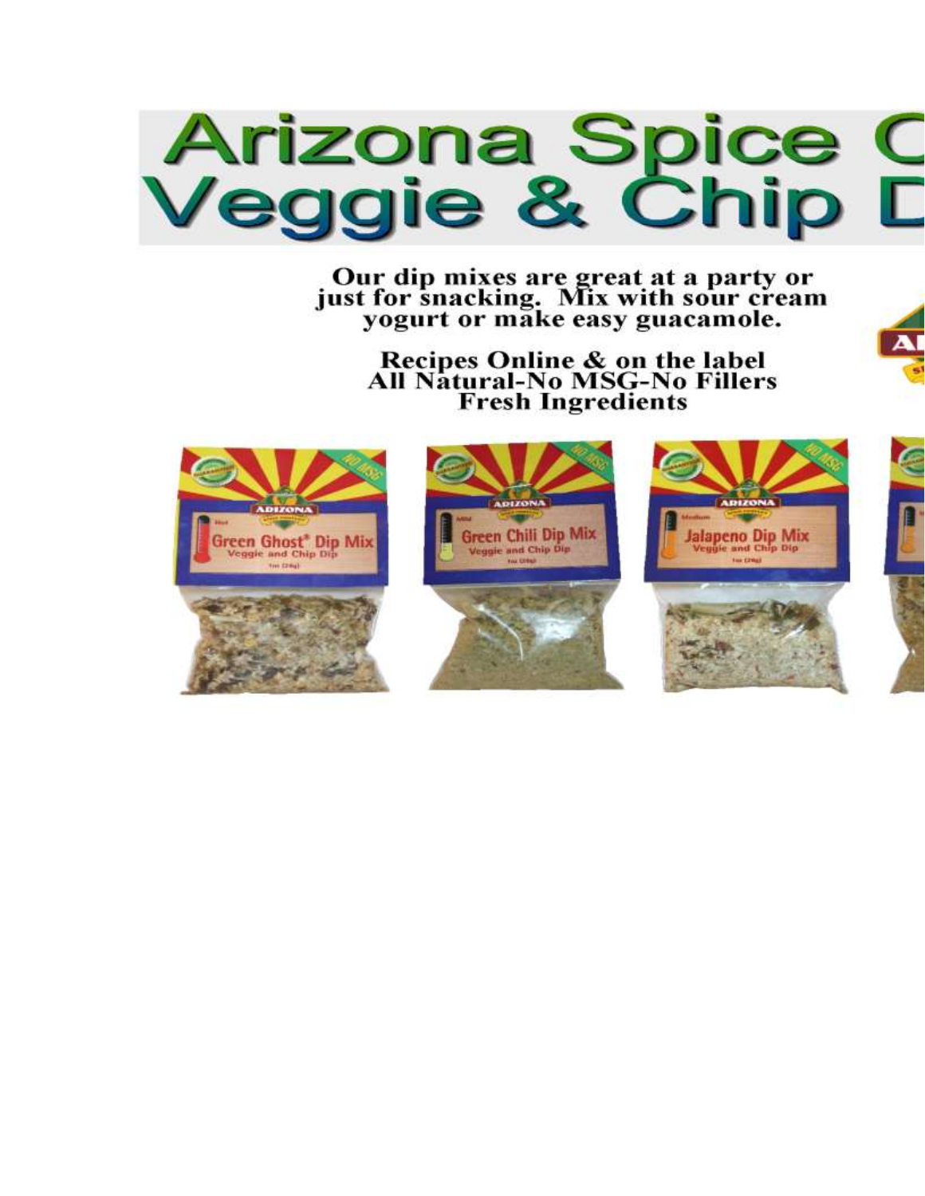# Arizona Spice C
# Veggie & Chip D

**Our dip mixes are great at a party or just for snacking. Mix with sour cream yogurt or make easy guacamole.**

**Recipes Online & on the label**
**All Natural-No MSG-No Fillers**
**Fresh Ingredients**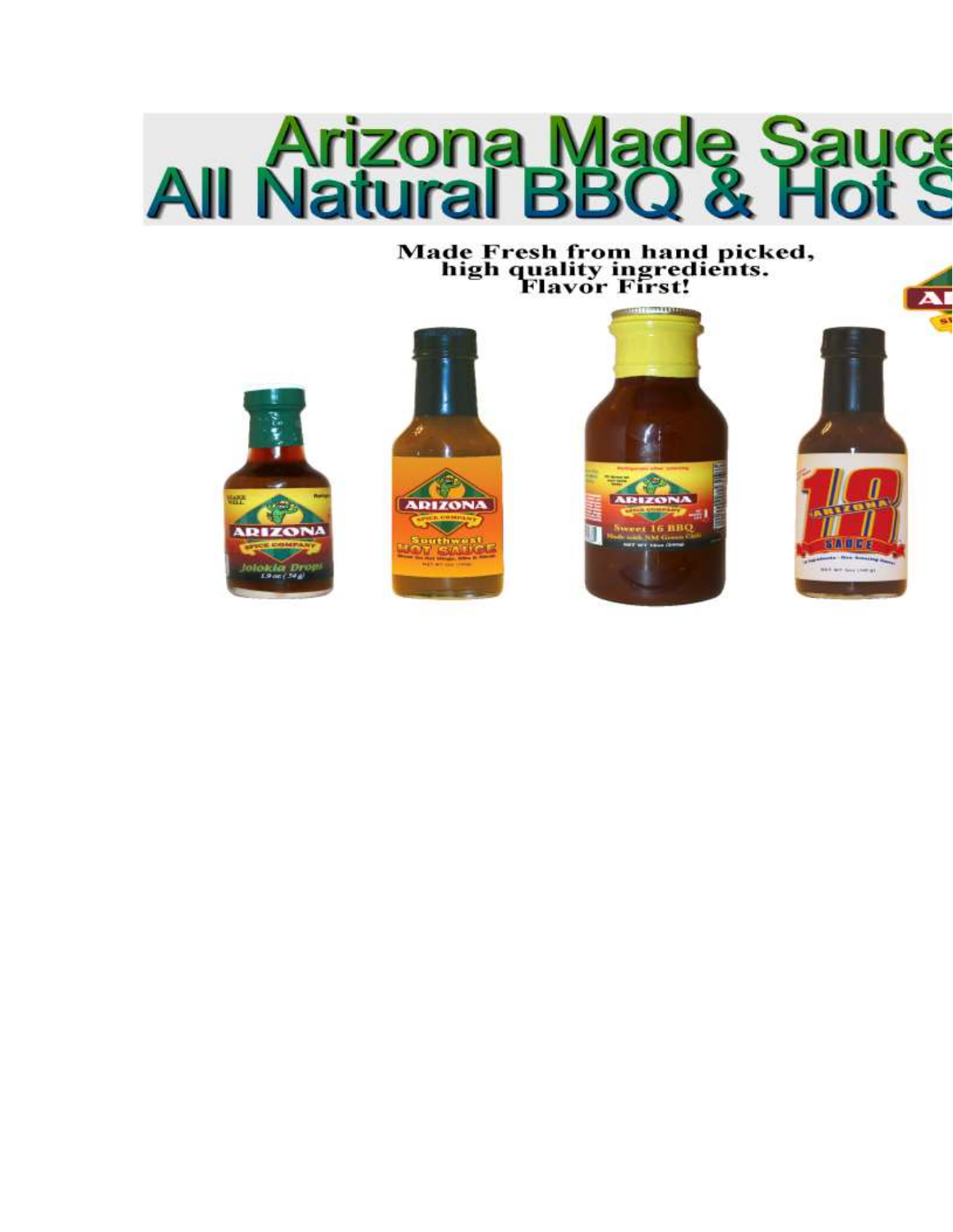# Arizona Made Sauce
# All Natural BBQ & Hot S

**Made Fresh from hand picked, high quality ingredients. Flavor First!**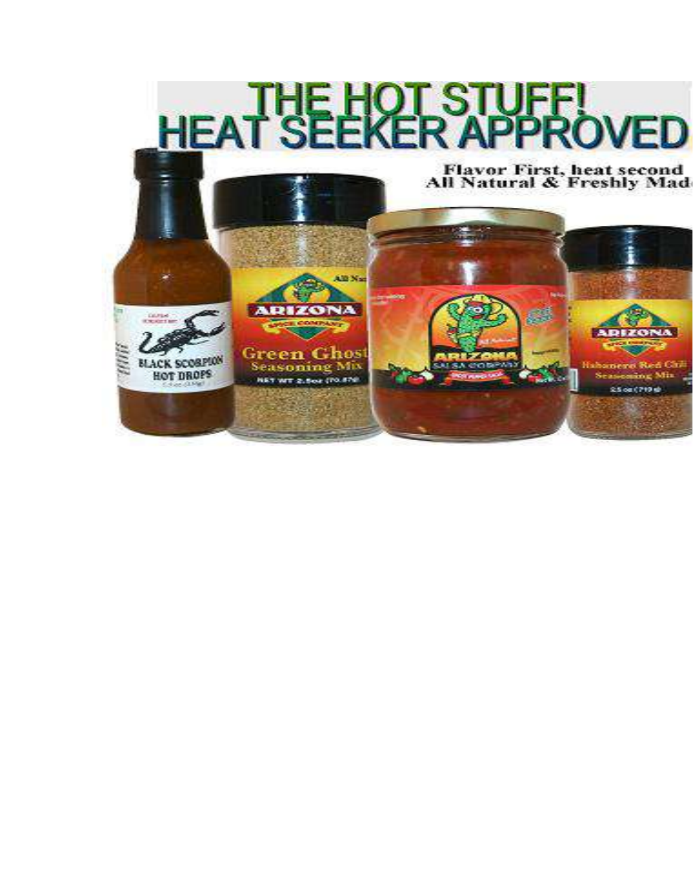# THE HOT STUFF! HEAT SEEKER APPROVED

**Flavor First, heat second**
**All Natural & Freshly Made**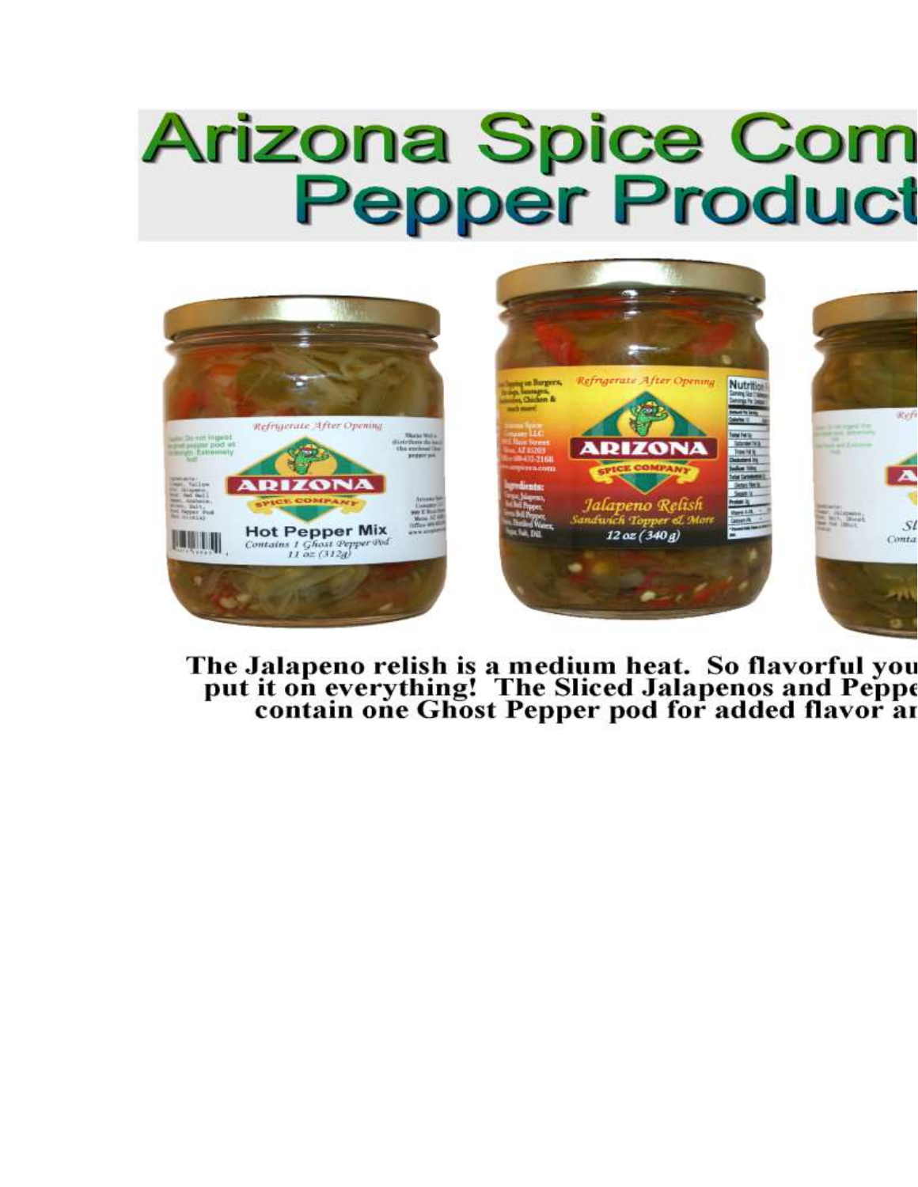# Arizona Spice Com
# Pepper Product

**The Jalapeno relish is a medium heat. So flavorful you put it on everything! The Sliced Jalapenos and Peppe contain one Ghost Pepper pod for added flavor ar**